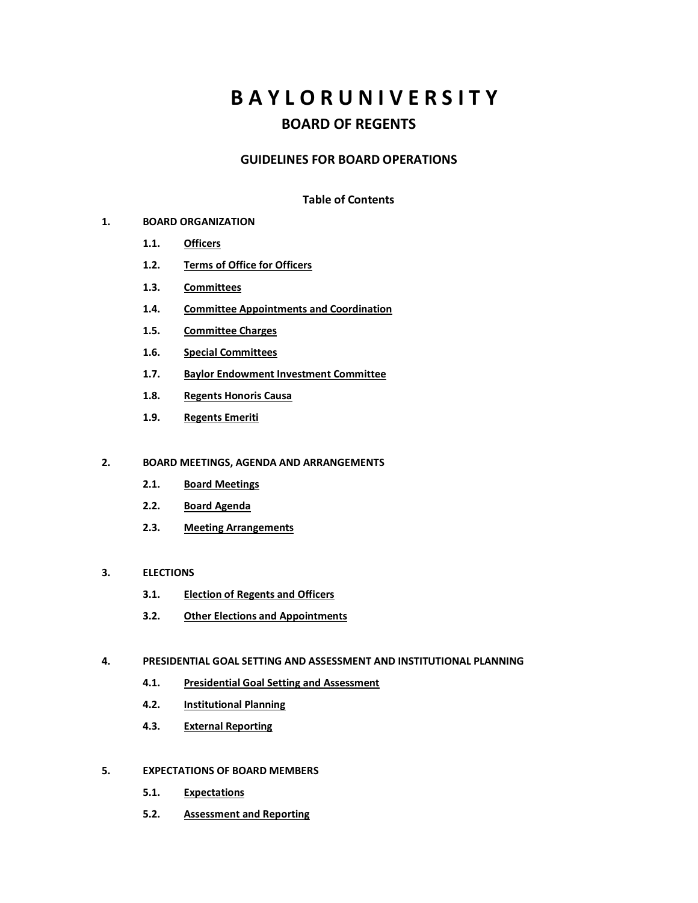# B A Y L O R U N I V E R S I T Y

## BOARD OF REGENTS

### GUIDELINES FOR BOARD OPERATIONS

**Table of Contents**

**1. BOARD ORGANIZATION**

- **1.1. Officers**
- **1.2. Terms of Office for Officers**
- **1.3. Committees**
- **1.4. Committee Appointments and Coordination**
- **1.5. Committee Charges**
- **1.6. Special Committees**
- **1.7. Baylor Endowment Investment Committee**
- **1.8. Regents Honoris Causa**
- **1.9. Regents Emeriti**

**2. BOARD MEETINGS, AGENDA AND ARRANGEMENTS**

- **2.1. Board Meetings**
- **2.2. Board Agenda**
- **2.3. Meeting Arrangements**

**3. ELECTIONS**

- **3.1. Election of Regents and Officers**
- **3.2. Other Elections and Appointments**

**4. PRESIDENTIAL GOAL SETTING AND ASSESSMENT AND INSTITUTIONAL PLANNING**

- **4.1. Presidential Goal Setting and Assessment**
- **4.2. Institutional Planning**
- **4.3. External Reporting**

**5. EXPECTATIONS OF BOARD MEMBERS**

- **5.1. Expectations**
- **5.2. Assessment and Reporting**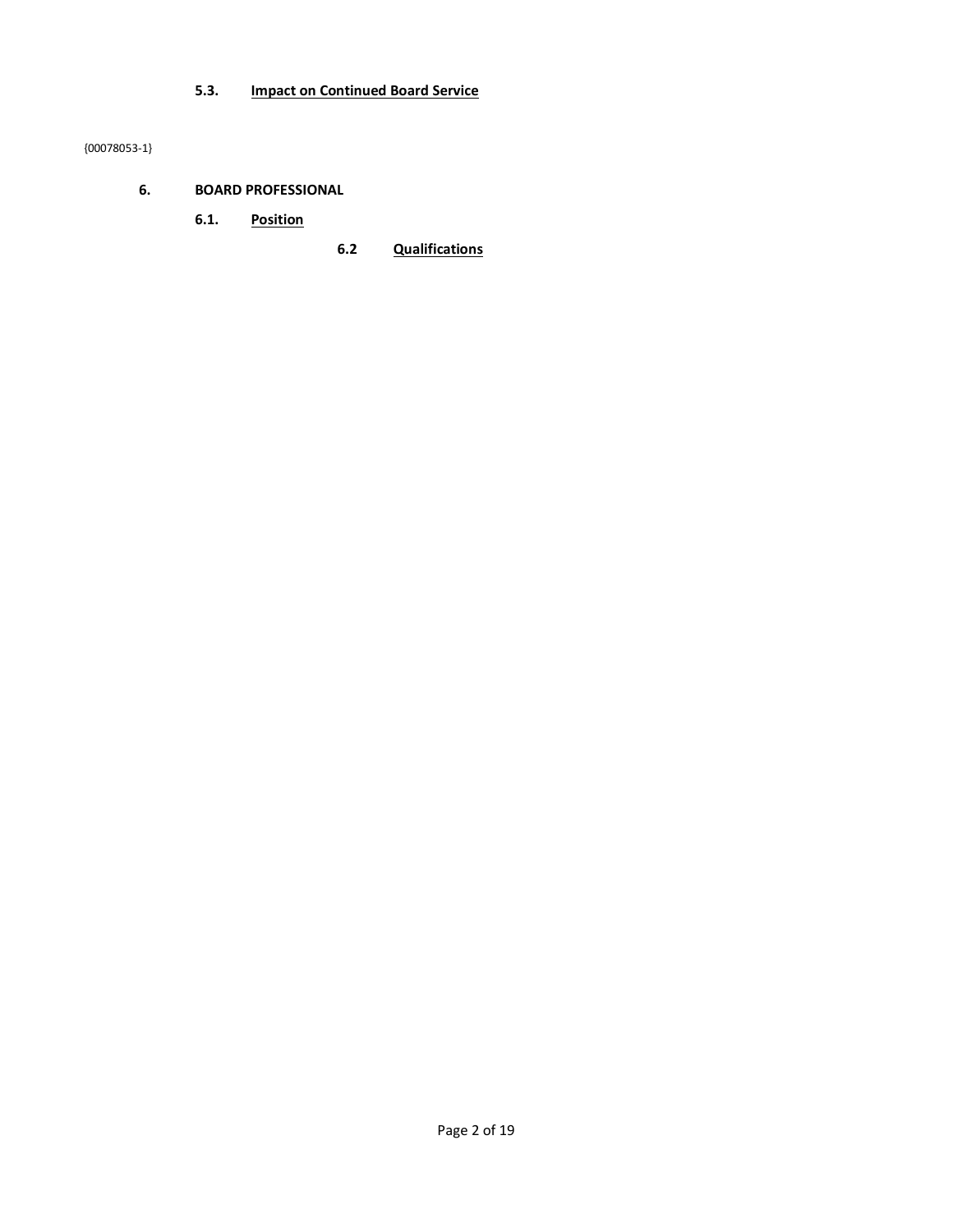### 5.3. Impact on Continued Board Service

{00078053-1}

## 6. BOARD PROFESSIONAL

### 6.1. Position

### 6.2 Qualifications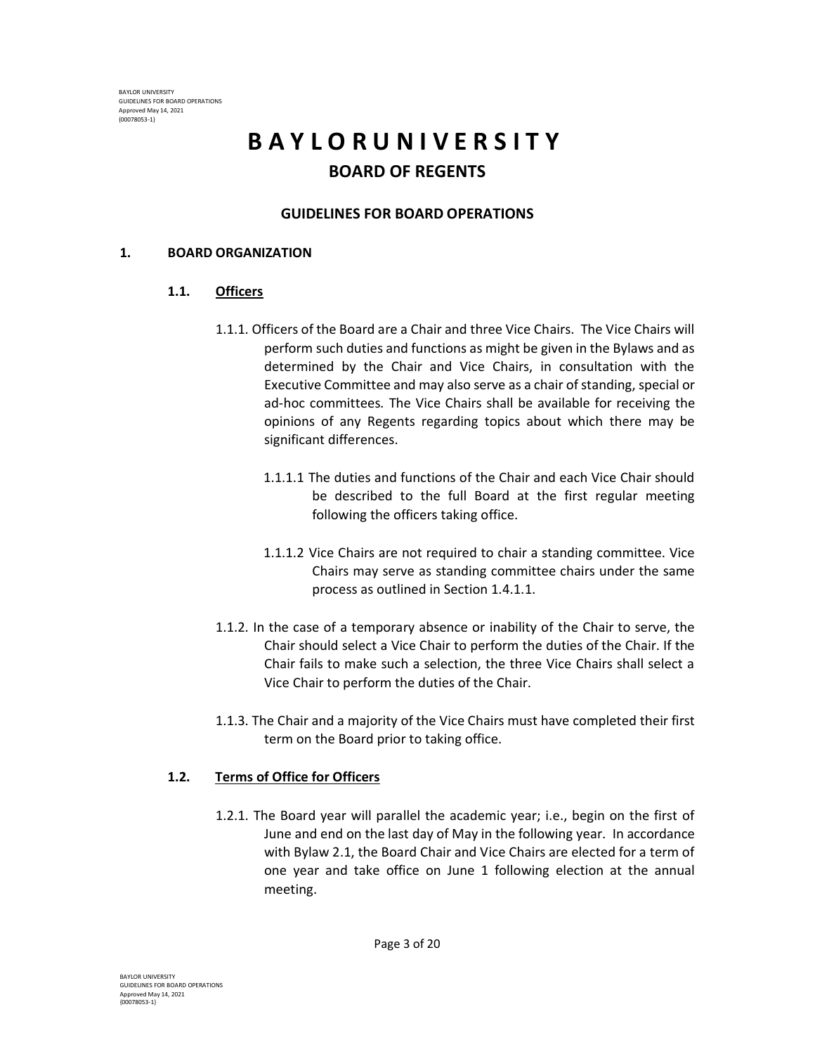# BAYLOR UNIVERSITY

## BOARD OF REGENTS

### GUIDELINES FOR BOARD OPERATIONS

**1. BOARD ORGANIZATION**

**1.1. Officers**

1.1.1. Officers of the Board are a Chair and three Vice Chairs. The Vice Chairs will perform such duties and functions as might be given in the Bylaws and as determined by the Chair and Vice Chairs, in consultation with the Executive Committee and may also serve as a chair of standing, special or ad-hoc committees. The Vice Chairs shall be available for receiving the opinions of any Regents regarding topics about which there may be significant differences.

1.1.1.1 The duties and functions of the Chair and each Vice Chair should be described to the full Board at the first regular meeting following the officers taking office.

1.1.1.2 Vice Chairs are not required to chair a standing committee. Vice Chairs may serve as standing committee chairs under the same process as outlined in Section 1.4.1.1.

1.1.2. In the case of a temporary absence or inability of the Chair to serve, the Chair should select a Vice Chair to perform the duties of the Chair. If the Chair fails to make such a selection, the three Vice Chairs shall select a Vice Chair to perform the duties of the Chair.

1.1.3. The Chair and a majority of the Vice Chairs must have completed their first term on the Board prior to taking office.

**1.2. Terms of Office for Officers**

1.2.1. The Board year will parallel the academic year; i.e., begin on the first of June and end on the last day of May in the following year. In accordance with Bylaw 2.1, the Board Chair and Vice Chairs are elected for a term of one year and take office on June 1 following election at the annual meeting.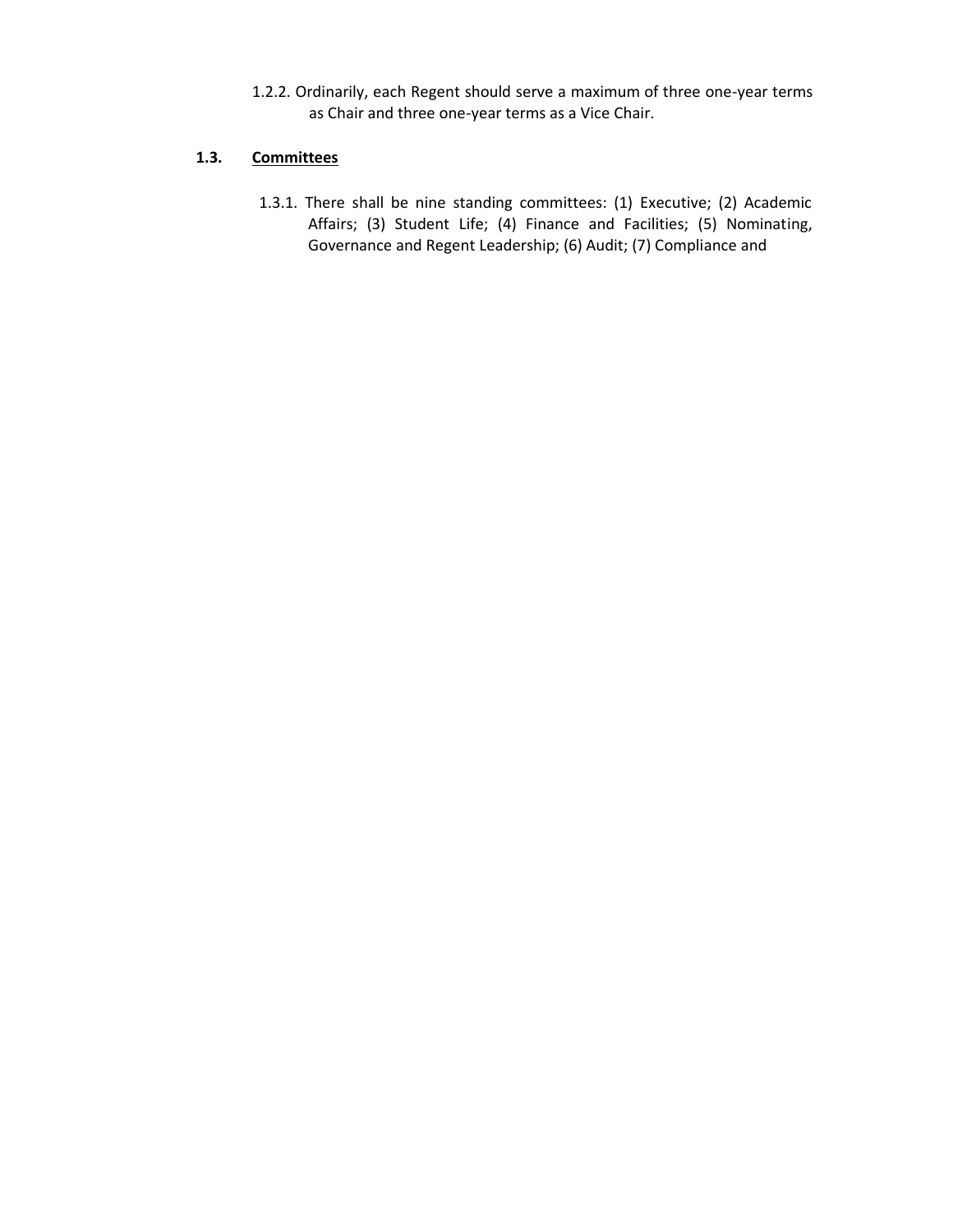1.2.2. Ordinarily, each Regent should serve a maximum of three one-year terms as Chair and three one-year terms as a Vice Chair.

## 1.3. Committees

1.3.1. There shall be nine standing committees: (1) Executive; (2) Academic Affairs; (3) Student Life; (4) Finance and Facilities; (5) Nominating, Governance and Regent Leadership; (6) Audit; (7) Compliance and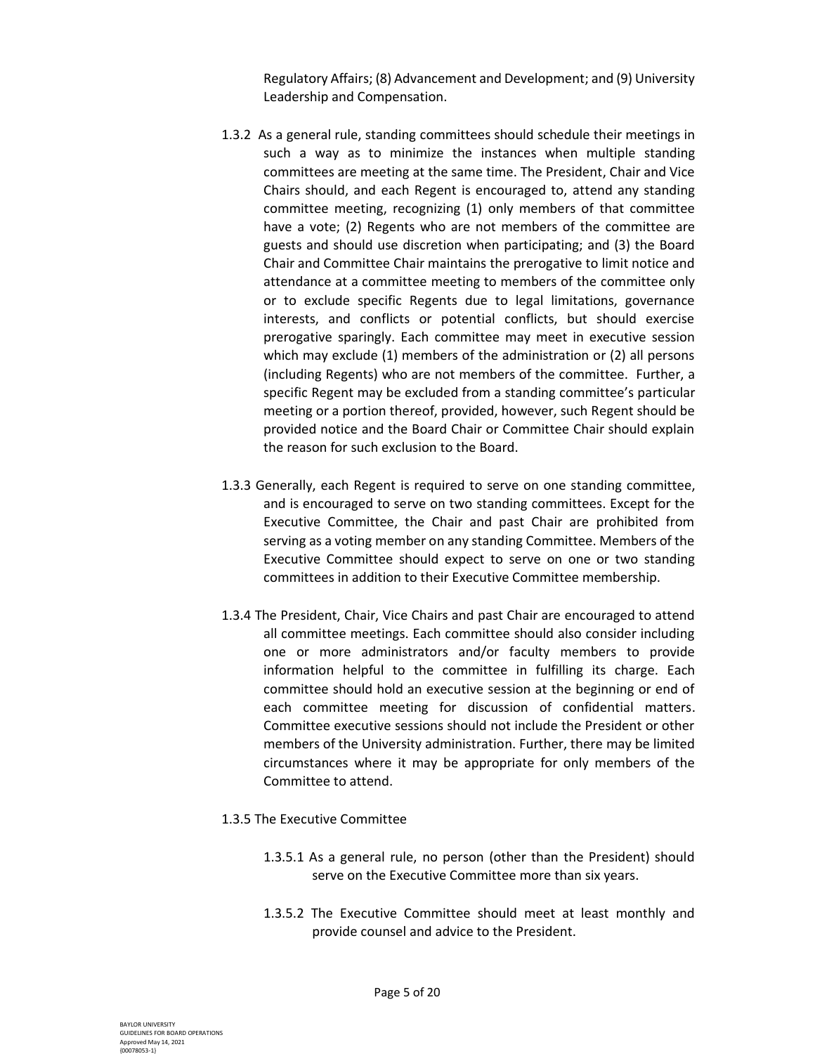Regulatory Affairs; (8) Advancement and Development; and (9) University Leadership and Compensation.

1.3.2 As a general rule, standing committees should schedule their meetings in such a way as to minimize the instances when multiple standing committees are meeting at the same time. The President, Chair and Vice Chairs should, and each Regent is encouraged to, attend any standing committee meeting, recognizing (1) only members of that committee have a vote; (2) Regents who are not members of the committee are guests and should use discretion when participating; and (3) the Board Chair and Committee Chair maintains the prerogative to limit notice and attendance at a committee meeting to members of the committee only or to exclude specific Regents due to legal limitations, governance interests, and conflicts or potential conflicts, but should exercise prerogative sparingly. Each committee may meet in executive session which may exclude (1) members of the administration or (2) all persons (including Regents) who are not members of the committee. Further, a specific Regent may be excluded from a standing committee's particular meeting or a portion thereof, provided, however, such Regent should be provided notice and the Board Chair or Committee Chair should explain the reason for such exclusion to the Board.

1.3.3 Generally, each Regent is required to serve on one standing committee, and is encouraged to serve on two standing committees. Except for the Executive Committee, the Chair and past Chair are prohibited from serving as a voting member on any standing Committee. Members of the Executive Committee should expect to serve on one or two standing committees in addition to their Executive Committee membership.

1.3.4 The President, Chair, Vice Chairs and past Chair are encouraged to attend all committee meetings. Each committee should also consider including one or more administrators and/or faculty members to provide information helpful to the committee in fulfilling its charge. Each committee should hold an executive session at the beginning or end of each committee meeting for discussion of confidential matters. Committee executive sessions should not include the President or other members of the University administration. Further, there may be limited circumstances where it may be appropriate for only members of the Committee to attend.

1.3.5 The Executive Committee

1.3.5.1 As a general rule, no person (other than the President) should serve on the Executive Committee more than six years.

1.3.5.2 The Executive Committee should meet at least monthly and provide counsel and advice to the President.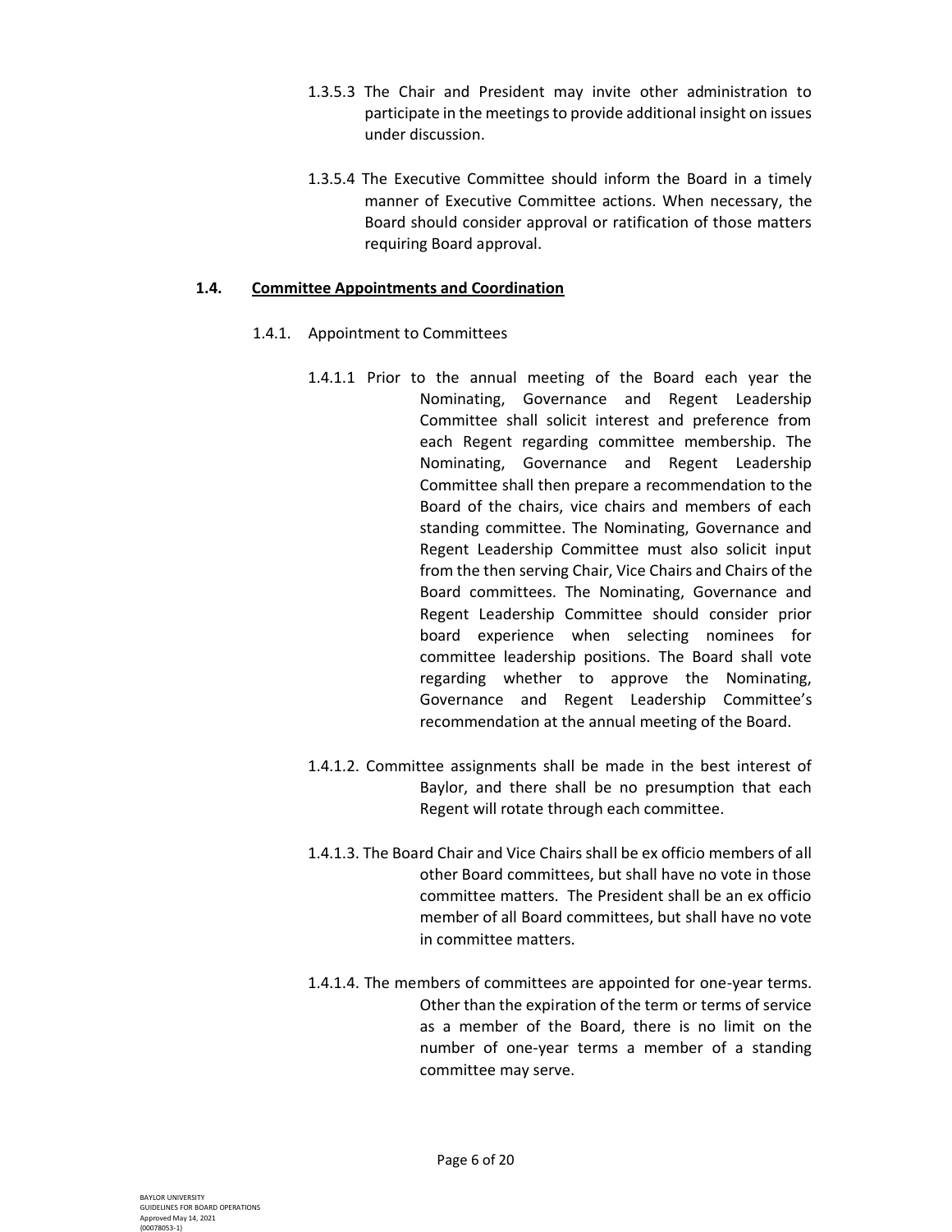1.3.5.3 The Chair and President may invite other administration to participate in the meetings to provide additional insight on issues under discussion.

1.3.5.4 The Executive Committee should inform the Board in a timely manner of Executive Committee actions. When necessary, the Board should consider approval or ratification of those matters requiring Board approval.

### 1.4. <u>Committee Appointments and Coordination</u>

1.4.1. Appointment to Committees

1.4.1.1 Prior to the annual meeting of the Board each year the Nominating, Governance and Regent Leadership Committee shall solicit interest and preference from each Regent regarding committee membership. The Nominating, Governance and Regent Leadership Committee shall then prepare a recommendation to the Board of the chairs, vice chairs and members of each standing committee. The Nominating, Governance and Regent Leadership Committee must also solicit input from the then serving Chair, Vice Chairs and Chairs of the Board committees. The Nominating, Governance and Regent Leadership Committee should consider prior board experience when selecting nominees for committee leadership positions. The Board shall vote regarding whether to approve the Nominating, Governance and Regent Leadership Committee's recommendation at the annual meeting of the Board.

1.4.1.2. Committee assignments shall be made in the best interest of Baylor, and there shall be no presumption that each Regent will rotate through each committee.

1.4.1.3. The Board Chair and Vice Chairs shall be ex officio members of all other Board committees, but shall have no vote in those committee matters. The President shall be an ex officio member of all Board committees, but shall have no vote in committee matters.

1.4.1.4. The members of committees are appointed for one-year terms. Other than the expiration of the term or terms of service as a member of the Board, there is no limit on the number of one-year terms a member of a standing committee may serve.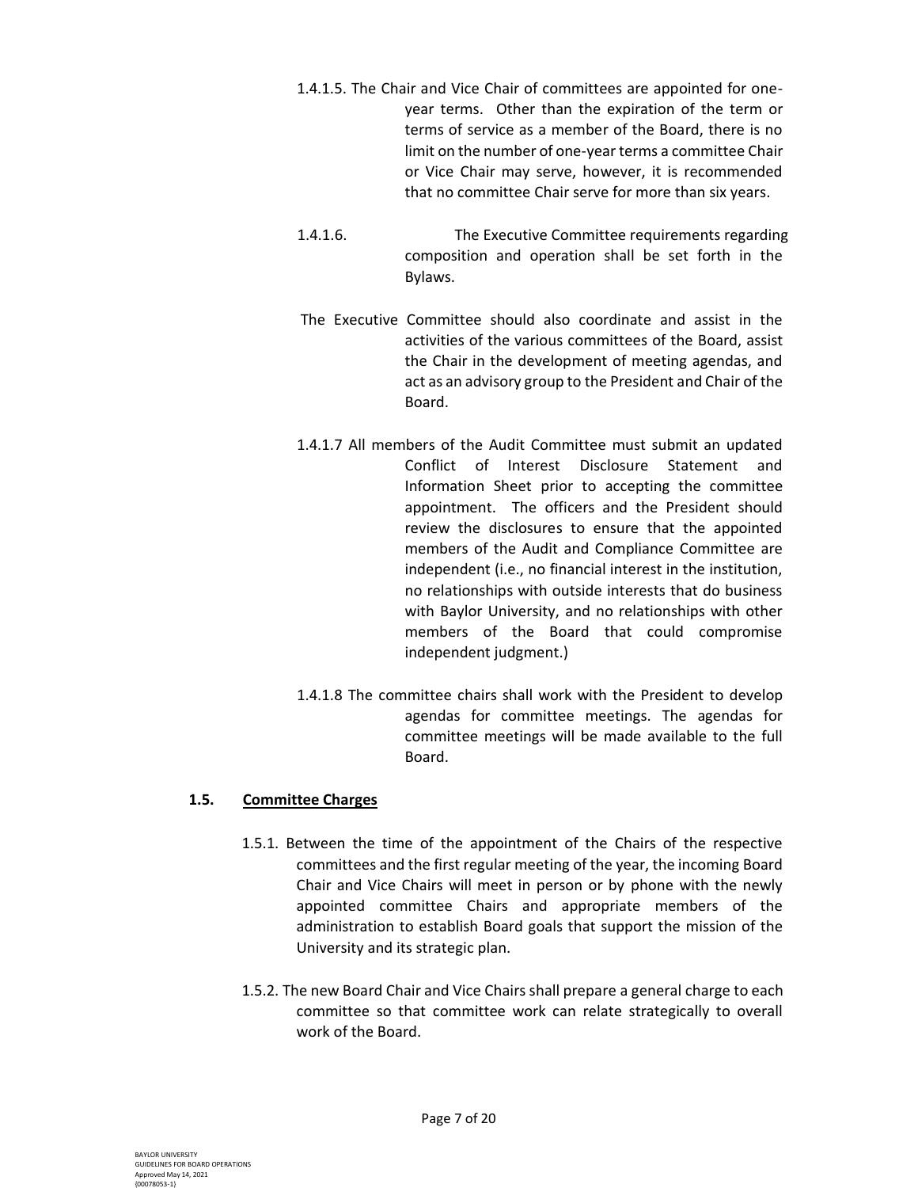1.4.1.5. The Chair and Vice Chair of committees are appointed for one-year terms. Other than the expiration of the term or terms of service as a member of the Board, there is no limit on the number of one-year terms a committee Chair or Vice Chair may serve, however, it is recommended that no committee Chair serve for more than six years.

1.4.1.6. The Executive Committee requirements regarding composition and operation shall be set forth in the Bylaws.

The Executive Committee should also coordinate and assist in the activities of the various committees of the Board, assist the Chair in the development of meeting agendas, and act as an advisory group to the President and Chair of the Board.

1.4.1.7 All members of the Audit Committee must submit an updated Conflict of Interest Disclosure Statement and Information Sheet prior to accepting the committee appointment. The officers and the President should review the disclosures to ensure that the appointed members of the Audit and Compliance Committee are independent (i.e., no financial interest in the institution, no relationships with outside interests that do business with Baylor University, and no relationships with other members of the Board that could compromise independent judgment.)

1.4.1.8 The committee chairs shall work with the President to develop agendas for committee meetings. The agendas for committee meetings will be made available to the full Board.

## 1.5. Committee Charges

1.5.1. Between the time of the appointment of the Chairs of the respective committees and the first regular meeting of the year, the incoming Board Chair and Vice Chairs will meet in person or by phone with the newly appointed committee Chairs and appropriate members of the administration to establish Board goals that support the mission of the University and its strategic plan.

1.5.2. The new Board Chair and Vice Chairs shall prepare a general charge to each committee so that committee work can relate strategically to overall work of the Board.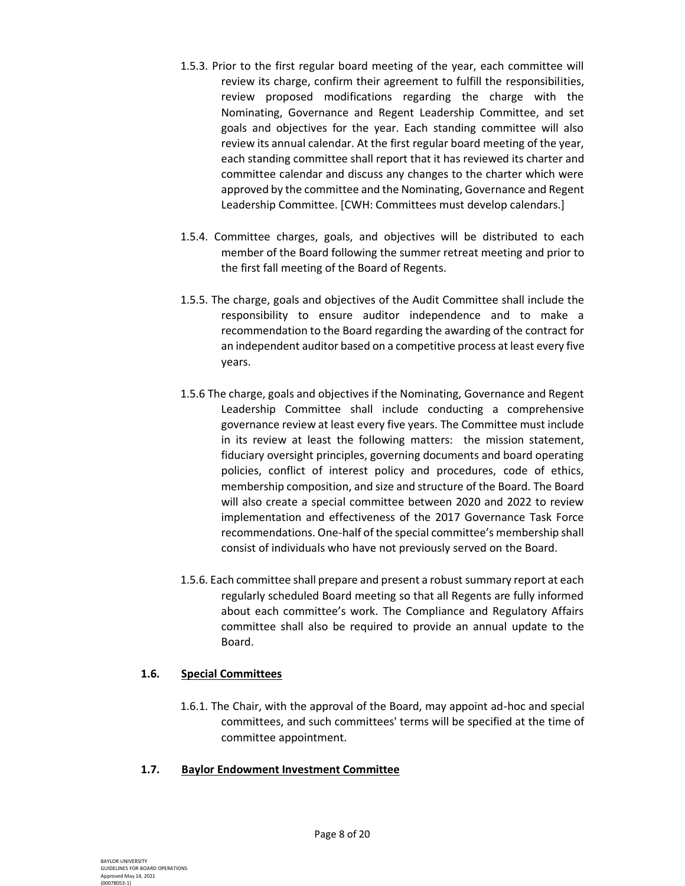1.5.3. Prior to the first regular board meeting of the year, each committee will review its charge, confirm their agreement to fulfill the responsibilities, review proposed modifications regarding the charge with the Nominating, Governance and Regent Leadership Committee, and set goals and objectives for the year. Each standing committee will also review its annual calendar. At the first regular board meeting of the year, each standing committee shall report that it has reviewed its charter and committee calendar and discuss any changes to the charter which were approved by the committee and the Nominating, Governance and Regent Leadership Committee. [CWH: Committees must develop calendars.]

1.5.4. Committee charges, goals, and objectives will be distributed to each member of the Board following the summer retreat meeting and prior to the first fall meeting of the Board of Regents.

1.5.5. The charge, goals and objectives of the Audit Committee shall include the responsibility to ensure auditor independence and to make a recommendation to the Board regarding the awarding of the contract for an independent auditor based on a competitive process at least every five years.

1.5.6 The charge, goals and objectives if the Nominating, Governance and Regent Leadership Committee shall include conducting a comprehensive governance review at least every five years. The Committee must include in its review at least the following matters: the mission statement, fiduciary oversight principles, governing documents and board operating policies, conflict of interest policy and procedures, code of ethics, membership composition, and size and structure of the Board. The Board will also create a special committee between 2020 and 2022 to review implementation and effectiveness of the 2017 Governance Task Force recommendations. One-half of the special committee's membership shall consist of individuals who have not previously served on the Board.

1.5.6. Each committee shall prepare and present a robust summary report at each regularly scheduled Board meeting so that all Regents are fully informed about each committee's work. The Compliance and Regulatory Affairs committee shall also be required to provide an annual update to the Board.

### 1.6. Special Committees

1.6.1. The Chair, with the approval of the Board, may appoint ad-hoc and special committees, and such committees' terms will be specified at the time of committee appointment.

### 1.7. Baylor Endowment Investment Committee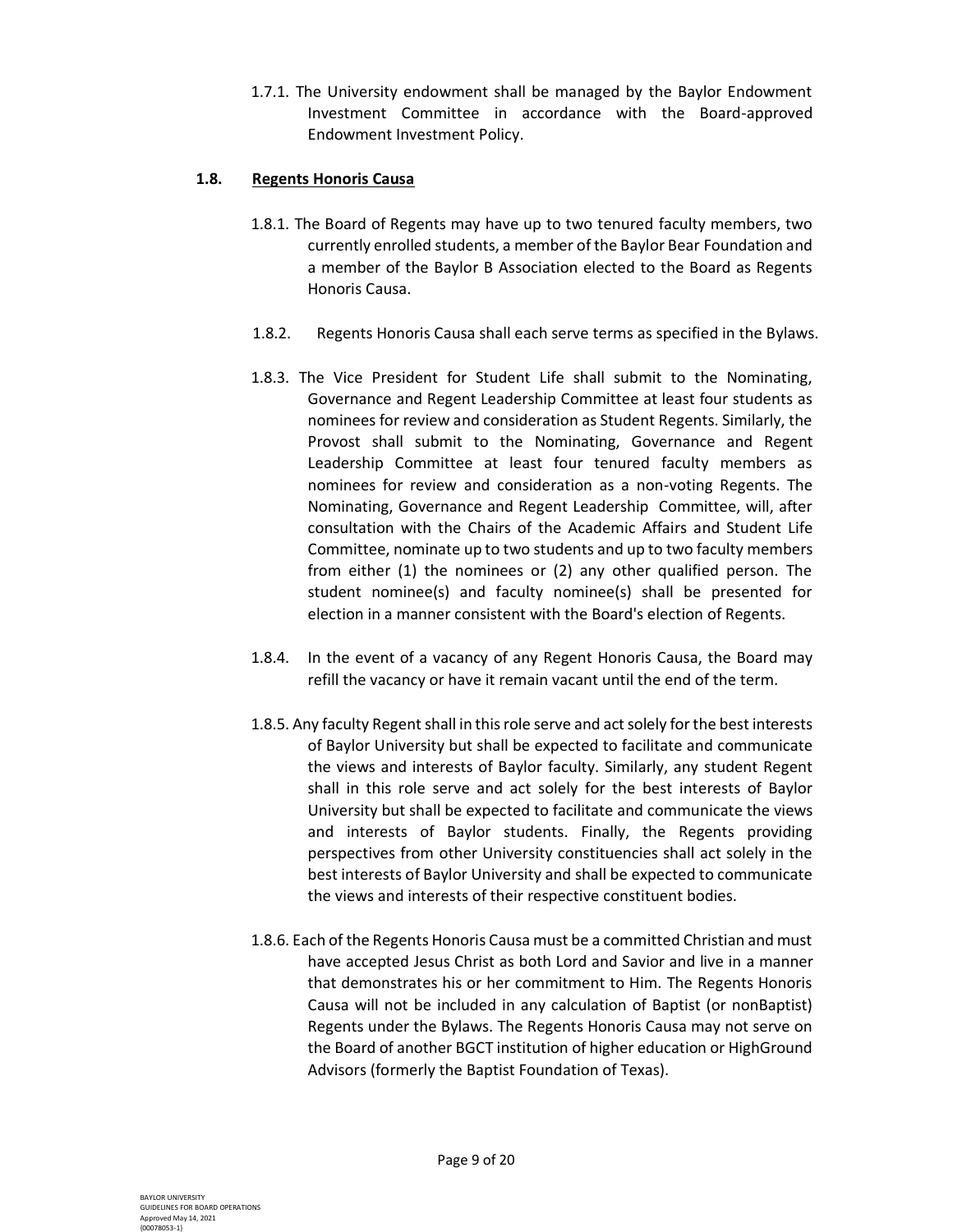1.7.1. The University endowment shall be managed by the Baylor Endowment Investment Committee in accordance with the Board-approved Endowment Investment Policy.

### 1.8. Regents Honoris Causa

1.8.1. The Board of Regents may have up to two tenured faculty members, two currently enrolled students, a member of the Baylor Bear Foundation and a member of the Baylor B Association elected to the Board as Regents Honoris Causa.

1.8.2. Regents Honoris Causa shall each serve terms as specified in the Bylaws.

1.8.3. The Vice President for Student Life shall submit to the Nominating, Governance and Regent Leadership Committee at least four students as nominees for review and consideration as Student Regents. Similarly, the Provost shall submit to the Nominating, Governance and Regent Leadership Committee at least four tenured faculty members as nominees for review and consideration as a non-voting Regents. The Nominating, Governance and Regent Leadership Committee, will, after consultation with the Chairs of the Academic Affairs and Student Life Committee, nominate up to two students and up to two faculty members from either (1) the nominees or (2) any other qualified person. The student nominee(s) and faculty nominee(s) shall be presented for election in a manner consistent with the Board's election of Regents.

1.8.4. In the event of a vacancy of any Regent Honoris Causa, the Board may refill the vacancy or have it remain vacant until the end of the term.

1.8.5. Any faculty Regent shall in this role serve and act solely for the best interests of Baylor University but shall be expected to facilitate and communicate the views and interests of Baylor faculty. Similarly, any student Regent shall in this role serve and act solely for the best interests of Baylor University but shall be expected to facilitate and communicate the views and interests of Baylor students. Finally, the Regents providing perspectives from other University constituencies shall act solely in the best interests of Baylor University and shall be expected to communicate the views and interests of their respective constituent bodies.

1.8.6. Each of the Regents Honoris Causa must be a committed Christian and must have accepted Jesus Christ as both Lord and Savior and live in a manner that demonstrates his or her commitment to Him. The Regents Honoris Causa will not be included in any calculation of Baptist (or nonBaptist) Regents under the Bylaws. The Regents Honoris Causa may not serve on the Board of another BGCT institution of higher education or HighGround Advisors (formerly the Baptist Foundation of Texas).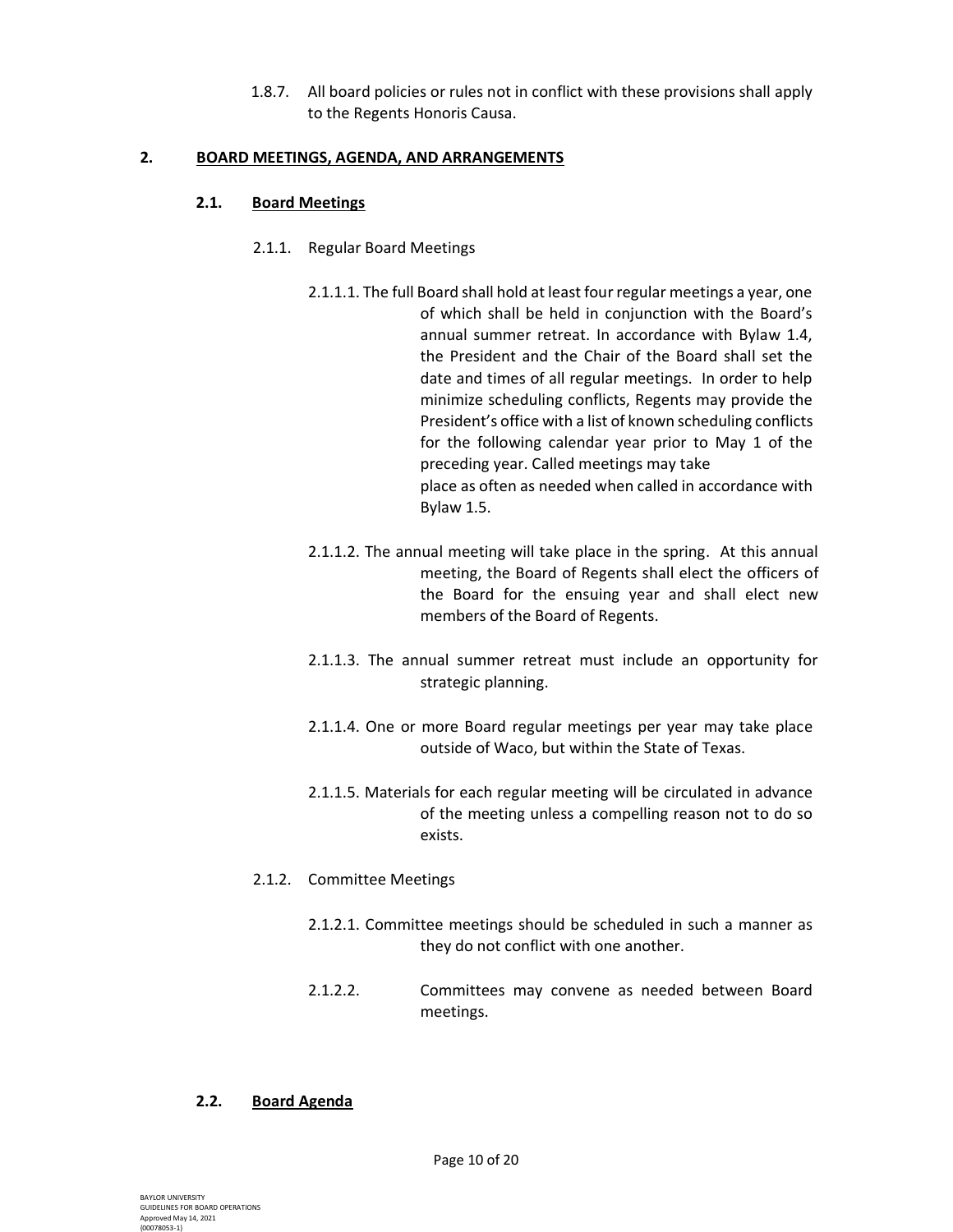1.8.7. All board policies or rules not in conflict with these provisions shall apply to the Regents Honoris Causa.

## 2. BOARD MEETINGS, AGENDA, AND ARRANGEMENTS

### 2.1. Board Meetings

2.1.1. Regular Board Meetings

2.1.1.1. The full Board shall hold at least four regular meetings a year, one of which shall be held in conjunction with the Board's annual summer retreat. In accordance with Bylaw 1.4, the President and the Chair of the Board shall set the date and times of all regular meetings. In order to help minimize scheduling conflicts, Regents may provide the President's office with a list of known scheduling conflicts for the following calendar year prior to May 1 of the preceding year. Called meetings may take place as often as needed when called in accordance with Bylaw 1.5.

2.1.1.2. The annual meeting will take place in the spring. At this annual meeting, the Board of Regents shall elect the officers of the Board for the ensuing year and shall elect new members of the Board of Regents.

2.1.1.3. The annual summer retreat must include an opportunity for strategic planning.

2.1.1.4. One or more Board regular meetings per year may take place outside of Waco, but within the State of Texas.

2.1.1.5. Materials for each regular meeting will be circulated in advance of the meeting unless a compelling reason not to do so exists.

2.1.2. Committee Meetings

2.1.2.1. Committee meetings should be scheduled in such a manner as they do not conflict with one another.

2.1.2.2. Committees may convene as needed between Board meetings.

### 2.2. Board Agenda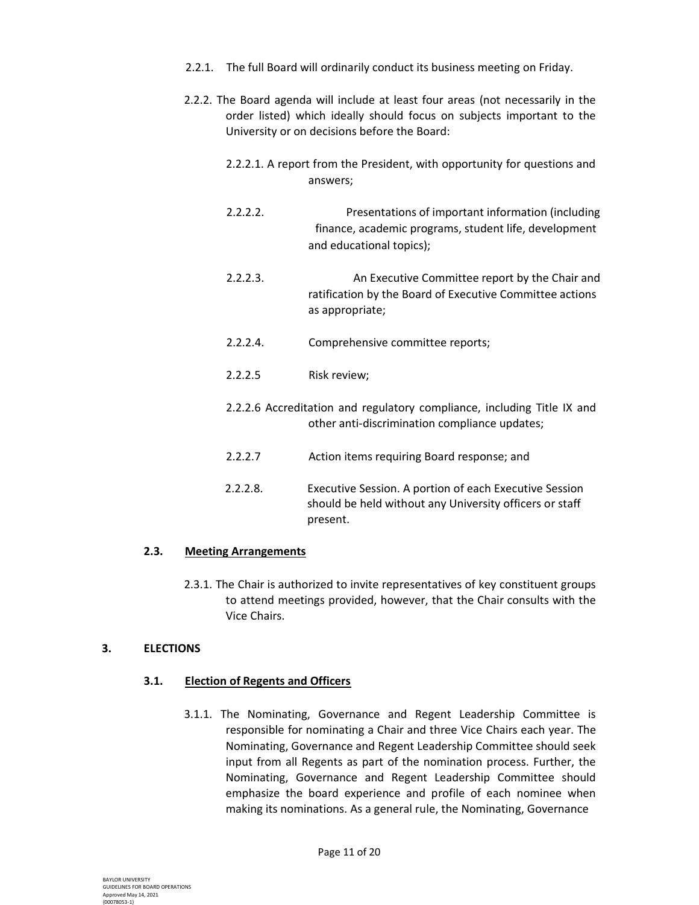2.2.1. The full Board will ordinarily conduct its business meeting on Friday.

2.2.2. The Board agenda will include at least four areas (not necessarily in the order listed) which ideally should focus on subjects important to the University or on decisions before the Board:

2.2.2.1. A report from the President, with opportunity for questions and answers;

2.2.2.2. Presentations of important information (including finance, academic programs, student life, development and educational topics);

2.2.2.3. An Executive Committee report by the Chair and ratification by the Board of Executive Committee actions as appropriate;

2.2.2.4. Comprehensive committee reports;

2.2.2.5 Risk review;

2.2.2.6 Accreditation and regulatory compliance, including Title IX and other anti-discrimination compliance updates;

2.2.2.7 Action items requiring Board response; and

2.2.2.8. Executive Session. A portion of each Executive Session should be held without any University officers or staff present.

### 2.3. <u>Meeting Arrangements</u>

2.3.1. The Chair is authorized to invite representatives of key constituent groups to attend meetings provided, however, that the Chair consults with the Vice Chairs.

## 3. ELECTIONS

### 3.1. <u>Election of Regents and Officers</u>

3.1.1. The Nominating, Governance and Regent Leadership Committee is responsible for nominating a Chair and three Vice Chairs each year. The Nominating, Governance and Regent Leadership Committee should seek input from all Regents as part of the nomination process. Further, the Nominating, Governance and Regent Leadership Committee should emphasize the board experience and profile of each nominee when making its nominations. As a general rule, the Nominating, Governance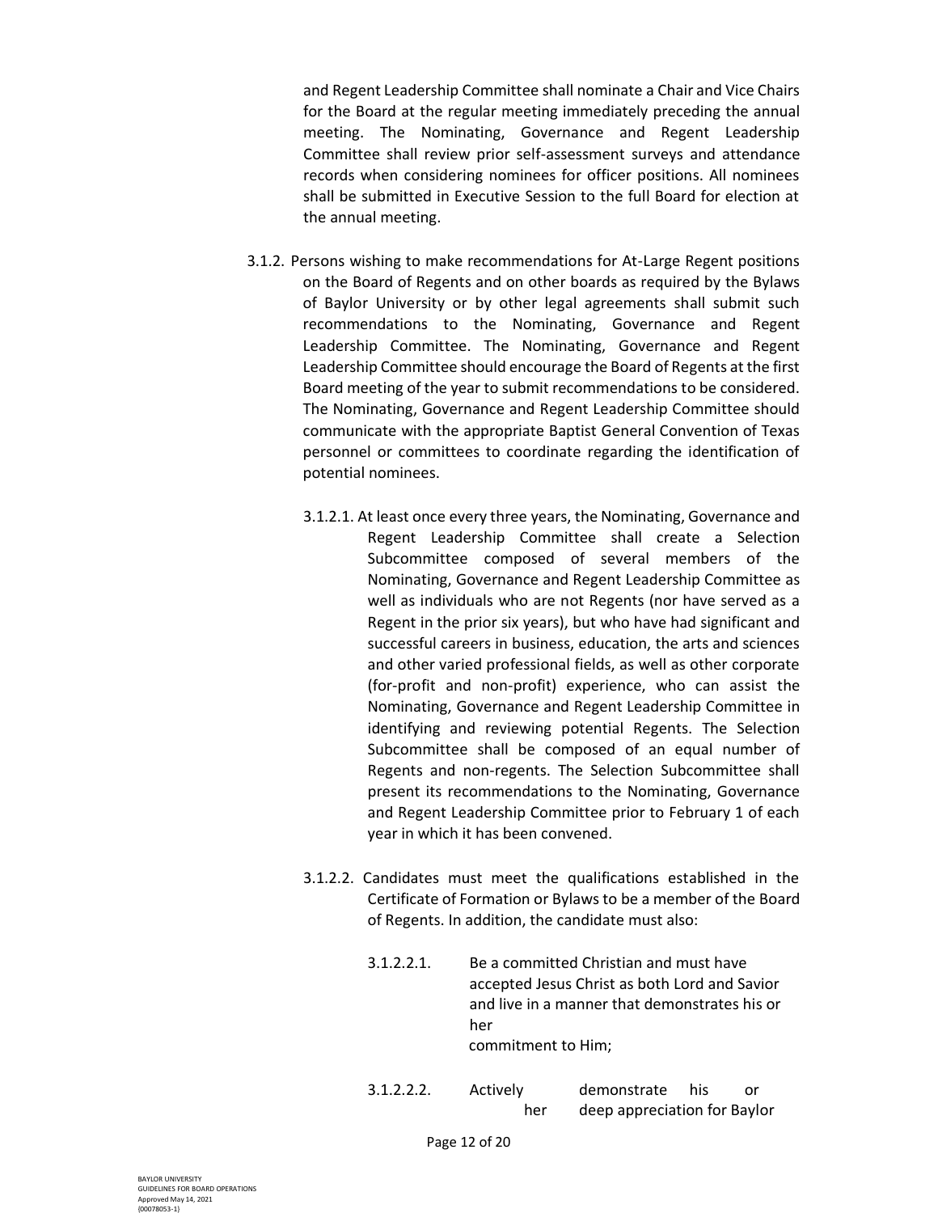and Regent Leadership Committee shall nominate a Chair and Vice Chairs for the Board at the regular meeting immediately preceding the annual meeting. The Nominating, Governance and Regent Leadership Committee shall review prior self-assessment surveys and attendance records when considering nominees for officer positions. All nominees shall be submitted in Executive Session to the full Board for election at the annual meeting.

3.1.2. Persons wishing to make recommendations for At-Large Regent positions on the Board of Regents and on other boards as required by the Bylaws of Baylor University or by other legal agreements shall submit such recommendations to the Nominating, Governance and Regent Leadership Committee. The Nominating, Governance and Regent Leadership Committee should encourage the Board of Regents at the first Board meeting of the year to submit recommendations to be considered. The Nominating, Governance and Regent Leadership Committee should communicate with the appropriate Baptist General Convention of Texas personnel or committees to coordinate regarding the identification of potential nominees.

3.1.2.1. At least once every three years, the Nominating, Governance and Regent Leadership Committee shall create a Selection Subcommittee composed of several members of the Nominating, Governance and Regent Leadership Committee as well as individuals who are not Regents (nor have served as a Regent in the prior six years), but who have had significant and successful careers in business, education, the arts and sciences and other varied professional fields, as well as other corporate (for-profit and non-profit) experience, who can assist the Nominating, Governance and Regent Leadership Committee in identifying and reviewing potential Regents. The Selection Subcommittee shall be composed of an equal number of Regents and non-regents. The Selection Subcommittee shall present its recommendations to the Nominating, Governance and Regent Leadership Committee prior to February 1 of each year in which it has been convened.

3.1.2.2. Candidates must meet the qualifications established in the Certificate of Formation or Bylaws to be a member of the Board of Regents. In addition, the candidate must also:

3.1.2.2.1. Be a committed Christian and must have accepted Jesus Christ as both Lord and Savior and live in a manner that demonstrates his or her commitment to Him;

3.1.2.2.2. Actively demonstrate his or her deep appreciation for Baylor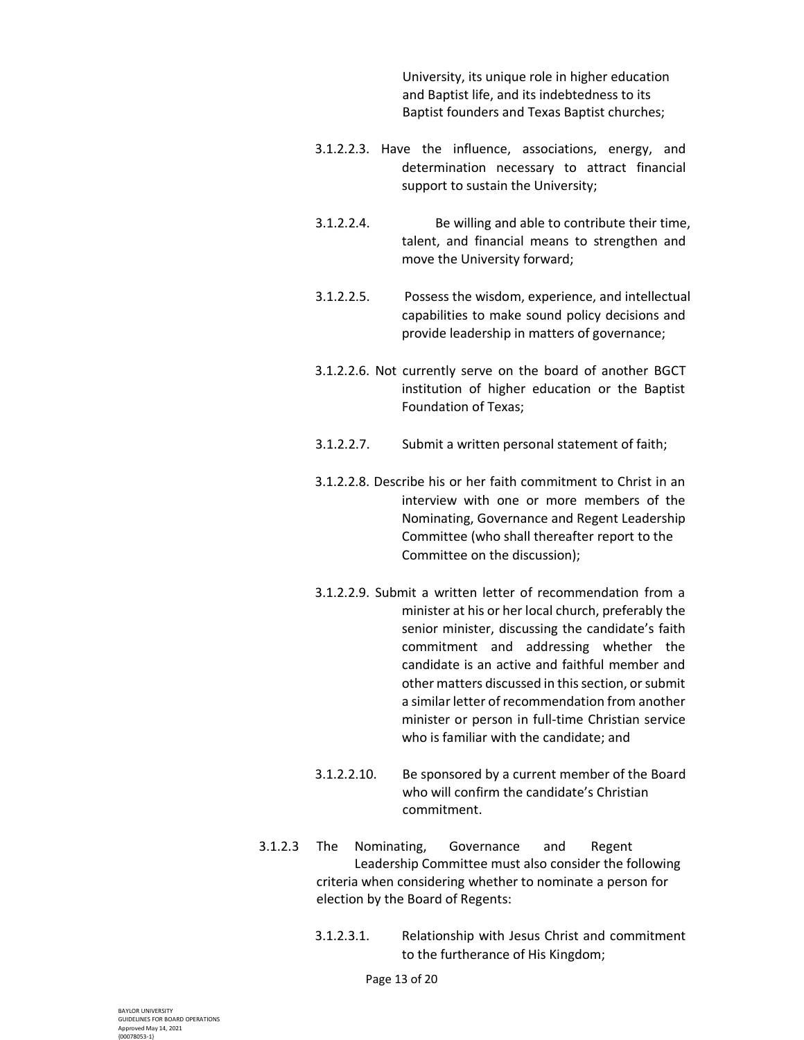University, its unique role in higher education and Baptist life, and its indebtedness to its Baptist founders and Texas Baptist churches;

3.1.2.2.3. Have the influence, associations, energy, and determination necessary to attract financial support to sustain the University;

3.1.2.2.4. Be willing and able to contribute their time, talent, and financial means to strengthen and move the University forward;

3.1.2.2.5. Possess the wisdom, experience, and intellectual capabilities to make sound policy decisions and provide leadership in matters of governance;

3.1.2.2.6. Not currently serve on the board of another BGCT institution of higher education or the Baptist Foundation of Texas;

3.1.2.2.7. Submit a written personal statement of faith;

3.1.2.2.8. Describe his or her faith commitment to Christ in an interview with one or more members of the Nominating, Governance and Regent Leadership Committee (who shall thereafter report to the Committee on the discussion);

3.1.2.2.9. Submit a written letter of recommendation from a minister at his or her local church, preferably the senior minister, discussing the candidate's faith commitment and addressing whether the candidate is an active and faithful member and other matters discussed in this section, or submit a similar letter of recommendation from another minister or person in full-time Christian service who is familiar with the candidate; and

3.1.2.2.10. Be sponsored by a current member of the Board who will confirm the candidate's Christian commitment.

3.1.2.3 The Nominating, Governance and Regent Leadership Committee must also consider the following criteria when considering whether to nominate a person for election by the Board of Regents:

3.1.2.3.1. Relationship with Jesus Christ and commitment to the furtherance of His Kingdom;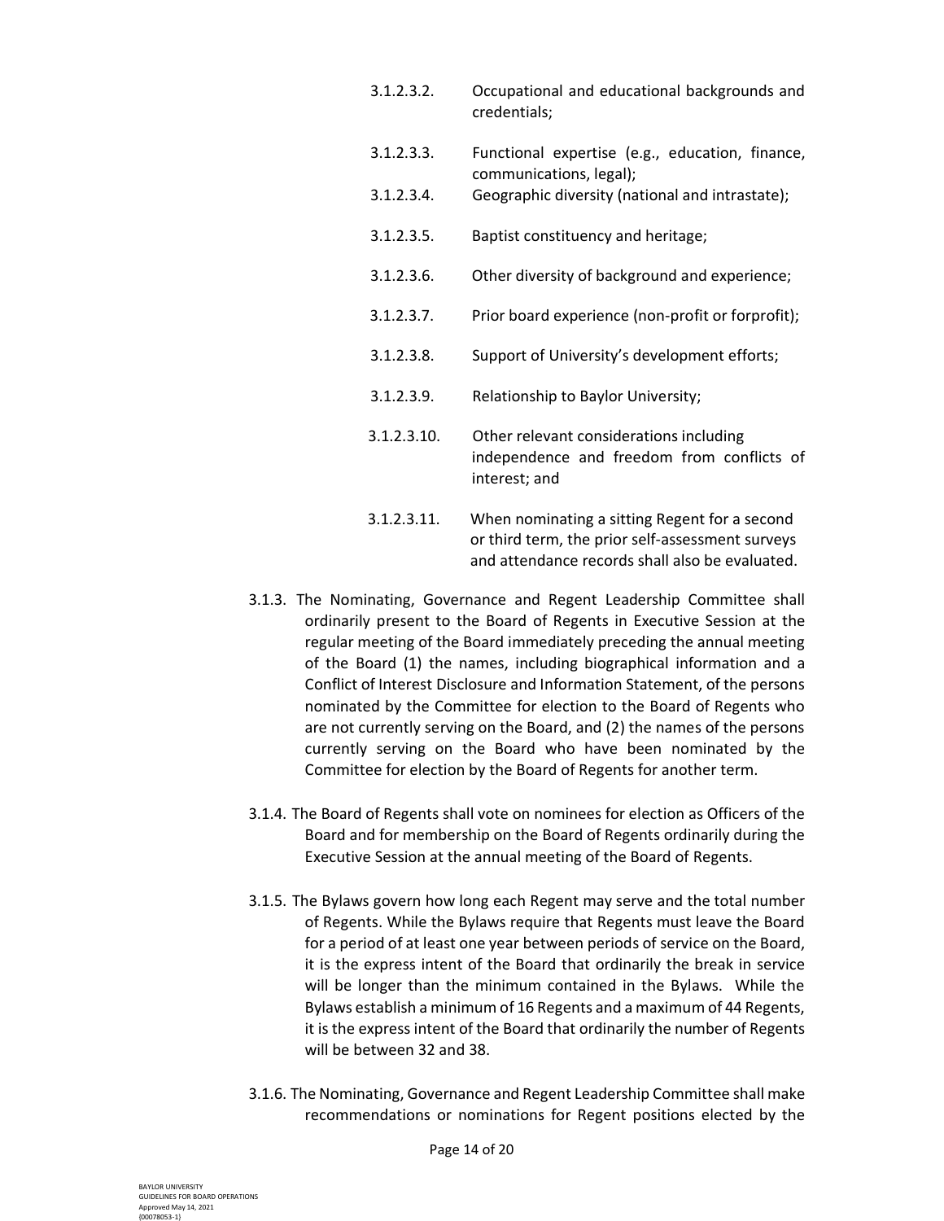3.1.2.3.2. Occupational and educational backgrounds and credentials;

3.1.2.3.3. Functional expertise (e.g., education, finance, communications, legal);

3.1.2.3.4. Geographic diversity (national and intrastate);

3.1.2.3.5. Baptist constituency and heritage;

3.1.2.3.6. Other diversity of background and experience;

3.1.2.3.7. Prior board experience (non-profit or forprofit);

3.1.2.3.8. Support of University's development efforts;

3.1.2.3.9. Relationship to Baylor University;

3.1.2.3.10. Other relevant considerations including independence and freedom from conflicts of interest; and

3.1.2.3.11. When nominating a sitting Regent for a second or third term, the prior self-assessment surveys and attendance records shall also be evaluated.

3.1.3. The Nominating, Governance and Regent Leadership Committee shall ordinarily present to the Board of Regents in Executive Session at the regular meeting of the Board immediately preceding the annual meeting of the Board (1) the names, including biographical information and a Conflict of Interest Disclosure and Information Statement, of the persons nominated by the Committee for election to the Board of Regents who are not currently serving on the Board, and (2) the names of the persons currently serving on the Board who have been nominated by the Committee for election by the Board of Regents for another term.

3.1.4. The Board of Regents shall vote on nominees for election as Officers of the Board and for membership on the Board of Regents ordinarily during the Executive Session at the annual meeting of the Board of Regents.

3.1.5. The Bylaws govern how long each Regent may serve and the total number of Regents. While the Bylaws require that Regents must leave the Board for a period of at least one year between periods of service on the Board, it is the express intent of the Board that ordinarily the break in service will be longer than the minimum contained in the Bylaws. While the Bylaws establish a minimum of 16 Regents and a maximum of 44 Regents, it is the express intent of the Board that ordinarily the number of Regents will be between 32 and 38.

3.1.6. The Nominating, Governance and Regent Leadership Committee shall make recommendations or nominations for Regent positions elected by the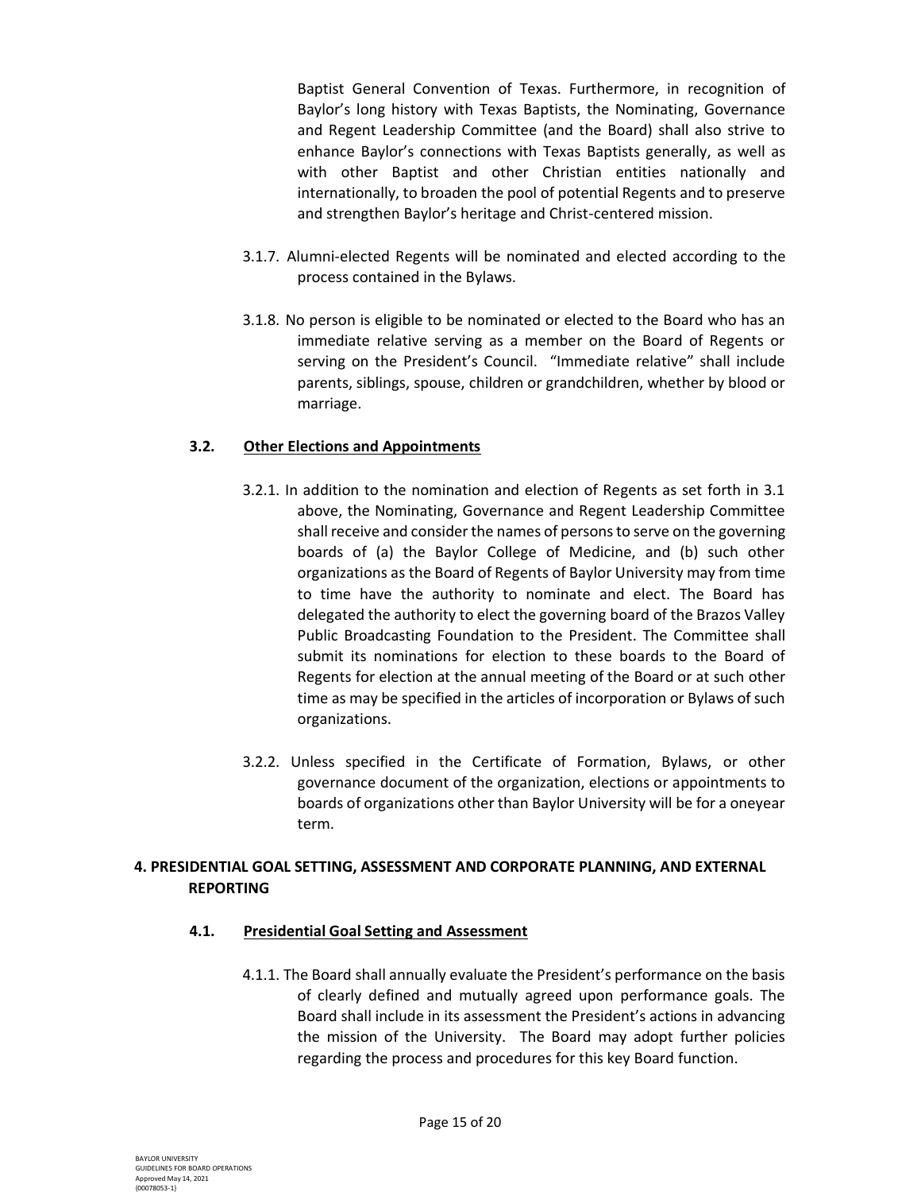Baptist General Convention of Texas. Furthermore, in recognition of Baylor's long history with Texas Baptists, the Nominating, Governance and Regent Leadership Committee (and the Board) shall also strive to enhance Baylor's connections with Texas Baptists generally, as well as with other Baptist and other Christian entities nationally and internationally, to broaden the pool of potential Regents and to preserve and strengthen Baylor's heritage and Christ-centered mission.

3.1.7. Alumni-elected Regents will be nominated and elected according to the process contained in the Bylaws.

3.1.8. No person is eligible to be nominated or elected to the Board who has an immediate relative serving as a member on the Board of Regents or serving on the President's Council. "Immediate relative" shall include parents, siblings, spouse, children or grandchildren, whether by blood or marriage.

### 3.2. Other Elections and Appointments

3.2.1. In addition to the nomination and election of Regents as set forth in 3.1 above, the Nominating, Governance and Regent Leadership Committee shall receive and consider the names of persons to serve on the governing boards of (a) the Baylor College of Medicine, and (b) such other organizations as the Board of Regents of Baylor University may from time to time have the authority to nominate and elect. The Board has delegated the authority to elect the governing board of the Brazos Valley Public Broadcasting Foundation to the President. The Committee shall submit its nominations for election to these boards to the Board of Regents for election at the annual meeting of the Board or at such other time as may be specified in the articles of incorporation or Bylaws of such organizations.

3.2.2. Unless specified in the Certificate of Formation, Bylaws, or other governance document of the organization, elections or appointments to boards of organizations other than Baylor University will be for a oneyear term.

## 4. PRESIDENTIAL GOAL SETTING, ASSESSMENT AND CORPORATE PLANNING, AND EXTERNAL REPORTING

### 4.1. Presidential Goal Setting and Assessment

4.1.1. The Board shall annually evaluate the President's performance on the basis of clearly defined and mutually agreed upon performance goals. The Board shall include in its assessment the President's actions in advancing the mission of the University. The Board may adopt further policies regarding the process and procedures for this key Board function.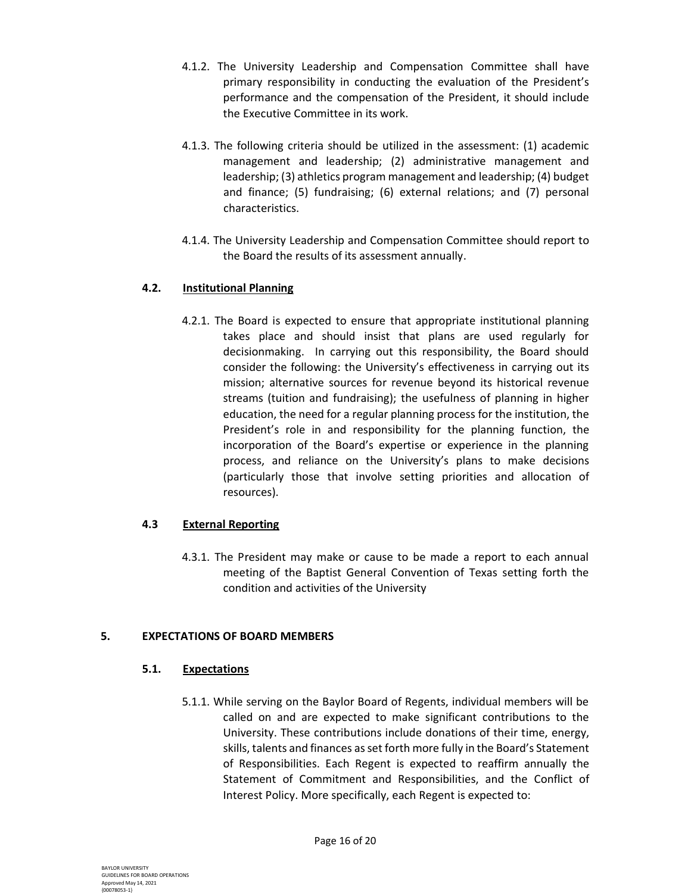4.1.2. The University Leadership and Compensation Committee shall have primary responsibility in conducting the evaluation of the President's performance and the compensation of the President, it should include the Executive Committee in its work.

4.1.3. The following criteria should be utilized in the assessment: (1) academic management and leadership; (2) administrative management and leadership; (3) athletics program management and leadership; (4) budget and finance; (5) fundraising; (6) external relations; and (7) personal characteristics.

4.1.4. The University Leadership and Compensation Committee should report to the Board the results of its assessment annually.

### 4.2. Institutional Planning

4.2.1. The Board is expected to ensure that appropriate institutional planning takes place and should insist that plans are used regularly for decisionmaking. In carrying out this responsibility, the Board should consider the following: the University's effectiveness in carrying out its mission; alternative sources for revenue beyond its historical revenue streams (tuition and fundraising); the usefulness of planning in higher education, the need for a regular planning process for the institution, the President's role in and responsibility for the planning function, the incorporation of the Board's expertise or experience in the planning process, and reliance on the University's plans to make decisions (particularly those that involve setting priorities and allocation of resources).

### 4.3 External Reporting

4.3.1. The President may make or cause to be made a report to each annual meeting of the Baptist General Convention of Texas setting forth the condition and activities of the University

## 5. EXPECTATIONS OF BOARD MEMBERS

### 5.1. Expectations

5.1.1. While serving on the Baylor Board of Regents, individual members will be called on and are expected to make significant contributions to the University. These contributions include donations of their time, energy, skills, talents and finances as set forth more fully in the Board's Statement of Responsibilities. Each Regent is expected to reaffirm annually the Statement of Commitment and Responsibilities, and the Conflict of Interest Policy. More specifically, each Regent is expected to: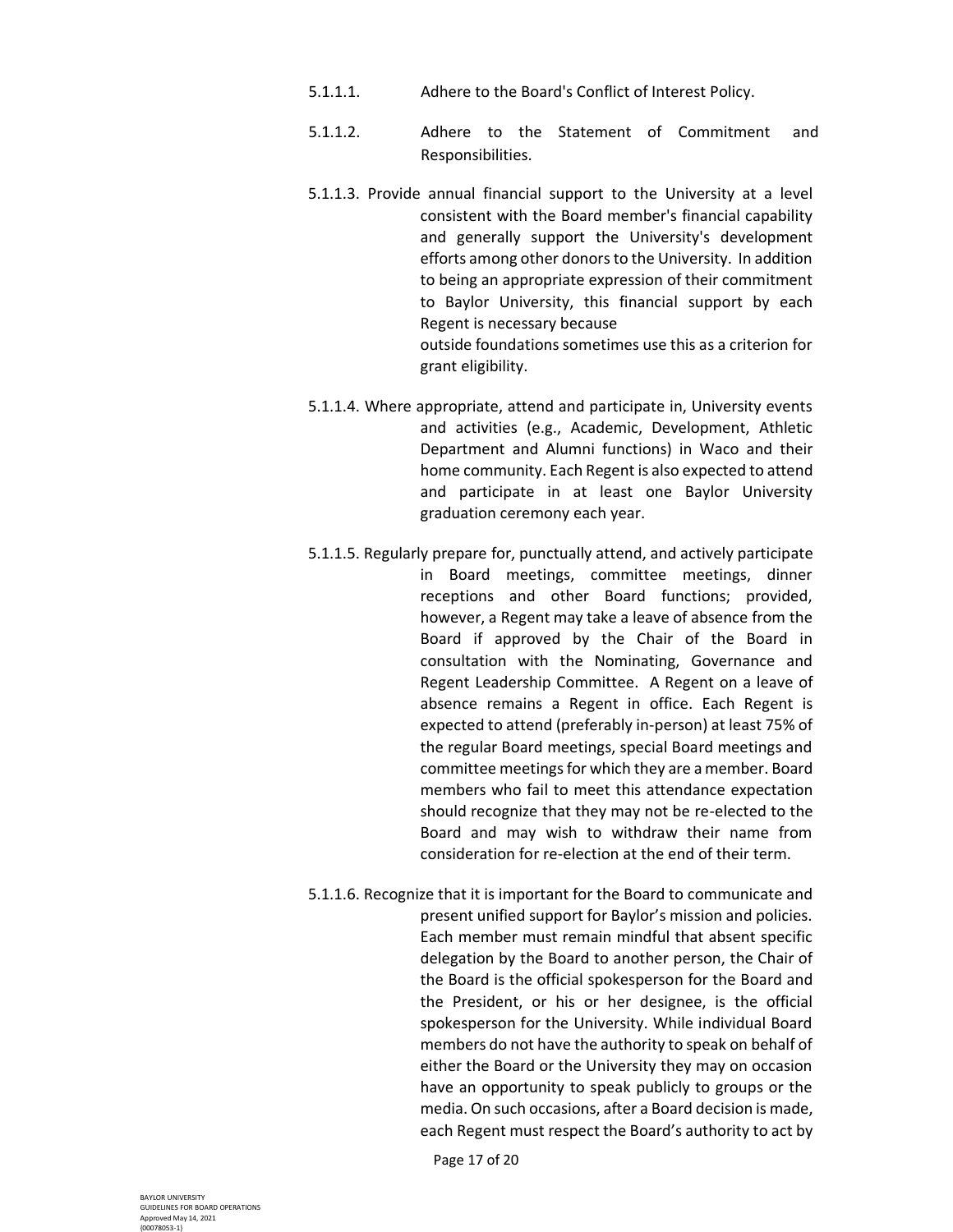5.1.1.1. Adhere to the Board's Conflict of Interest Policy.

5.1.1.2. Adhere to the Statement of Commitment and Responsibilities.

5.1.1.3. Provide annual financial support to the University at a level consistent with the Board member's financial capability and generally support the University's development efforts among other donors to the University. In addition to being an appropriate expression of their commitment to Baylor University, this financial support by each Regent is necessary because outside foundations sometimes use this as a criterion for grant eligibility.

5.1.1.4. Where appropriate, attend and participate in, University events and activities (e.g., Academic, Development, Athletic Department and Alumni functions) in Waco and their home community. Each Regent is also expected to attend and participate in at least one Baylor University graduation ceremony each year.

5.1.1.5. Regularly prepare for, punctually attend, and actively participate in Board meetings, committee meetings, dinner receptions and other Board functions; provided, however, a Regent may take a leave of absence from the Board if approved by the Chair of the Board in consultation with the Nominating, Governance and Regent Leadership Committee. A Regent on a leave of absence remains a Regent in office. Each Regent is expected to attend (preferably in-person) at least 75% of the regular Board meetings, special Board meetings and committee meetings for which they are a member. Board members who fail to meet this attendance expectation should recognize that they may not be re-elected to the Board and may wish to withdraw their name from consideration for re-election at the end of their term.

5.1.1.6. Recognize that it is important for the Board to communicate and present unified support for Baylor's mission and policies. Each member must remain mindful that absent specific delegation by the Board to another person, the Chair of the Board is the official spokesperson for the Board and the President, or his or her designee, is the official spokesperson for the University. While individual Board members do not have the authority to speak on behalf of either the Board or the University they may on occasion have an opportunity to speak publicly to groups or the media. On such occasions, after a Board decision is made, each Regent must respect the Board's authority to act by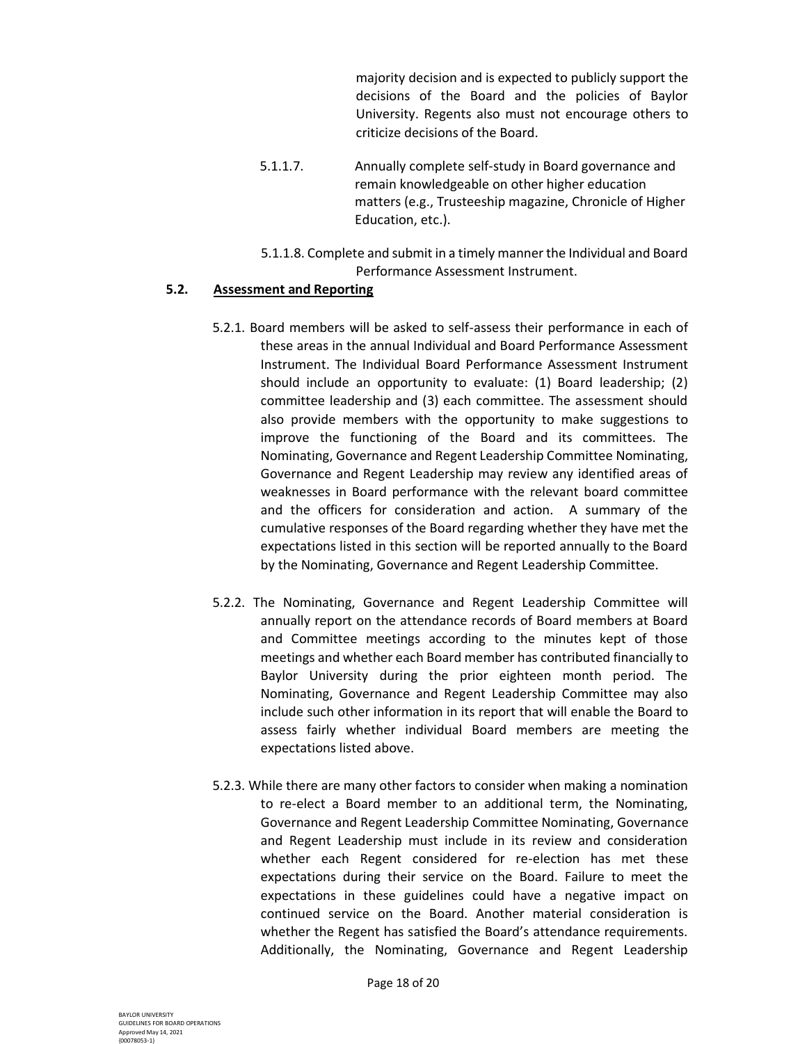majority decision and is expected to publicly support the decisions of the Board and the policies of Baylor University. Regents also must not encourage others to criticize decisions of the Board.

5.1.1.7. Annually complete self-study in Board governance and remain knowledgeable on other higher education matters (e.g., Trusteeship magazine, Chronicle of Higher Education, etc.).

5.1.1.8. Complete and submit in a timely manner the Individual and Board Performance Assessment Instrument.

### 5.2. <u>Assessment and Reporting</u>

5.2.1. Board members will be asked to self-assess their performance in each of these areas in the annual Individual and Board Performance Assessment Instrument. The Individual Board Performance Assessment Instrument should include an opportunity to evaluate: (1) Board leadership; (2) committee leadership and (3) each committee. The assessment should also provide members with the opportunity to make suggestions to improve the functioning of the Board and its committees. The Nominating, Governance and Regent Leadership Committee Nominating, Governance and Regent Leadership may review any identified areas of weaknesses in Board performance with the relevant board committee and the officers for consideration and action. A summary of the cumulative responses of the Board regarding whether they have met the expectations listed in this section will be reported annually to the Board by the Nominating, Governance and Regent Leadership Committee.

5.2.2. The Nominating, Governance and Regent Leadership Committee will annually report on the attendance records of Board members at Board and Committee meetings according to the minutes kept of those meetings and whether each Board member has contributed financially to Baylor University during the prior eighteen month period. The Nominating, Governance and Regent Leadership Committee may also include such other information in its report that will enable the Board to assess fairly whether individual Board members are meeting the expectations listed above.

5.2.3. While there are many other factors to consider when making a nomination to re-elect a Board member to an additional term, the Nominating, Governance and Regent Leadership Committee Nominating, Governance and Regent Leadership must include in its review and consideration whether each Regent considered for re-election has met these expectations during their service on the Board. Failure to meet the expectations in these guidelines could have a negative impact on continued service on the Board. Another material consideration is whether the Regent has satisfied the Board's attendance requirements. Additionally, the Nominating, Governance and Regent Leadership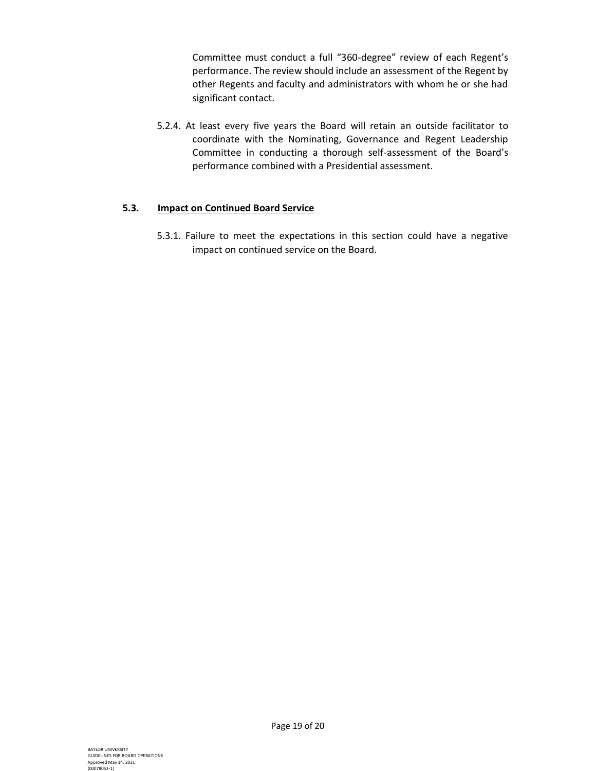Committee must conduct a full "360-degree" review of each Regent's performance. The review should include an assessment of the Regent by other Regents and faculty and administrators with whom he or she had significant contact.

5.2.4. At least every five years the Board will retain an outside facilitator to coordinate with the Nominating, Governance and Regent Leadership Committee in conducting a thorough self-assessment of the Board's performance combined with a Presidential assessment.

### 5.3. Impact on Continued Board Service

5.3.1. Failure to meet the expectations in this section could have a negative impact on continued service on the Board.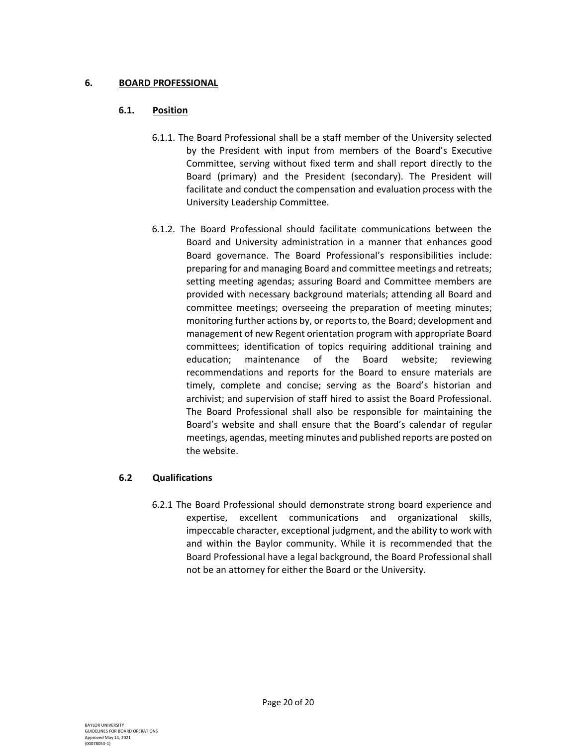## 6. BOARD PROFESSIONAL

### 6.1. Position

6.1.1. The Board Professional shall be a staff member of the University selected by the President with input from members of the Board's Executive Committee, serving without fixed term and shall report directly to the Board (primary) and the President (secondary). The President will facilitate and conduct the compensation and evaluation process with the University Leadership Committee.

6.1.2. The Board Professional should facilitate communications between the Board and University administration in a manner that enhances good Board governance. The Board Professional's responsibilities include: preparing for and managing Board and committee meetings and retreats; setting meeting agendas; assuring Board and Committee members are provided with necessary background materials; attending all Board and committee meetings; overseeing the preparation of meeting minutes; monitoring further actions by, or reports to, the Board; development and management of new Regent orientation program with appropriate Board committees; identification of topics requiring additional training and education; maintenance of the Board website; reviewing recommendations and reports for the Board to ensure materials are timely, complete and concise; serving as the Board's historian and archivist; and supervision of staff hired to assist the Board Professional. The Board Professional shall also be responsible for maintaining the Board's website and shall ensure that the Board's calendar of regular meetings, agendas, meeting minutes and published reports are posted on the website.

### 6.2 Qualifications

6.2.1 The Board Professional should demonstrate strong board experience and expertise, excellent communications and organizational skills, impeccable character, exceptional judgment, and the ability to work with and within the Baylor community. While it is recommended that the Board Professional have a legal background, the Board Professional shall not be an attorney for either the Board or the University.